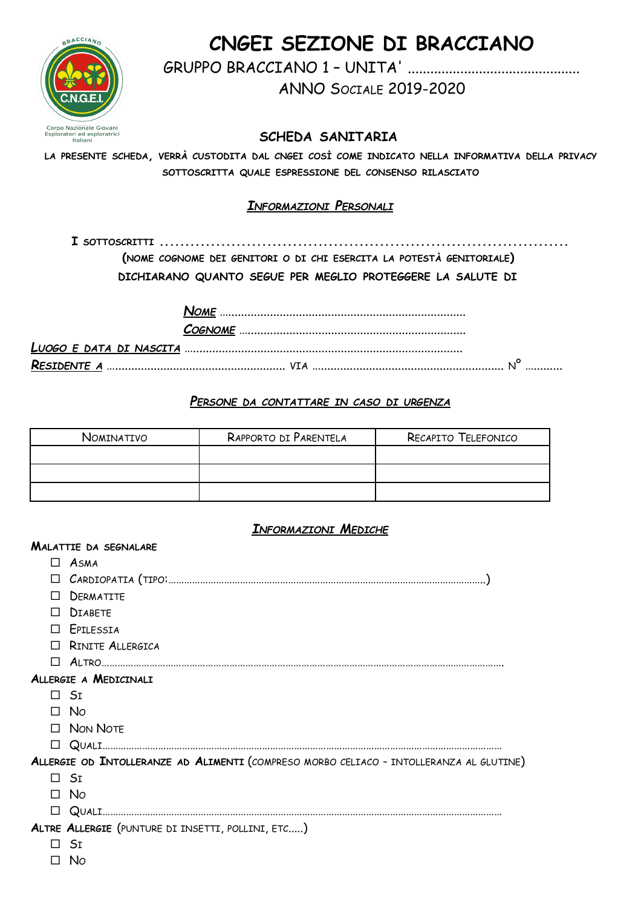# CNGEI SEZIONE DI BRACCIANO

GRUPPO BRACCIANO 1 – UNITA' ............................................

ANNO SOCIALE 2019-2020

## SCHEDA SANITARIA

LA PRESENTE SCHEDA, VERRÀ CUSTODITA DAL CNGEI COSÌ COME INDICATO NELLA INFORMATIVA DELLA PRIVACY SOTTOSCRITTA QUALE ESPRESSIONE DEL CONSENSO RILASCIATO

### *INFORMAZIONI PERSONALI*

I SOTTOSCRITTI ..........................................................................................

(NOME COGNOME DEI GENITORI O DI CHI ESERCITA LA POTESTÀ GENITORIALE)

DICHIARANO QUANTO SEGUE PER MEGLIO PROTEGGERE LA SALUTE DI

*NOME* ............................................................................

*COGNOME* ......................................................................

*LUOGO E DATA DI NASCITA* ......................................................................................

*RESIDENTE A* ....................................................... VIA ............................................................ N° ............

### *PERSONE DA CONTATTARE IN CASO DI URGENZA*

| NOMINATIVO | RAPPORTO DI PARENTELA | RECAPITO TELEFONICO |
|---|---|---|
| | | |
| | | |
| | | |

### *INFORMAZIONI MEDICHE*

**MALATTIE DA SEGNALARE**

- ☐ ASMA
- ☐ CARDIOPATIA (TIPO:...........................................................................................................................)
- ☐ DERMATITE
- ☐ DIABETE
- ☐ EPILESSIA
- ☐ RINITE ALLERGICA
- ☐ ALTRO.........................................................................................................................................................

**ALLERGIE A MEDICINALI**

- ☐ SI
- ☐ NO
- ☐ NON NOTE
- ☐ QUALI.......................................................................................................................................................

**ALLERGIE OD INTOLLERANZE AD ALIMENTI** (COMPRESO MORBO CELIACO – INTOLLERANZA AL GLUTINE)

- ☐ SI
- ☐ NO
- ☐ QUALI.......................................................................................................................................................

**ALTRE ALLERGIE** (PUNTURE DI INSETTI, POLLINI, ETC.....)

- ☐ SI
- ☐ NO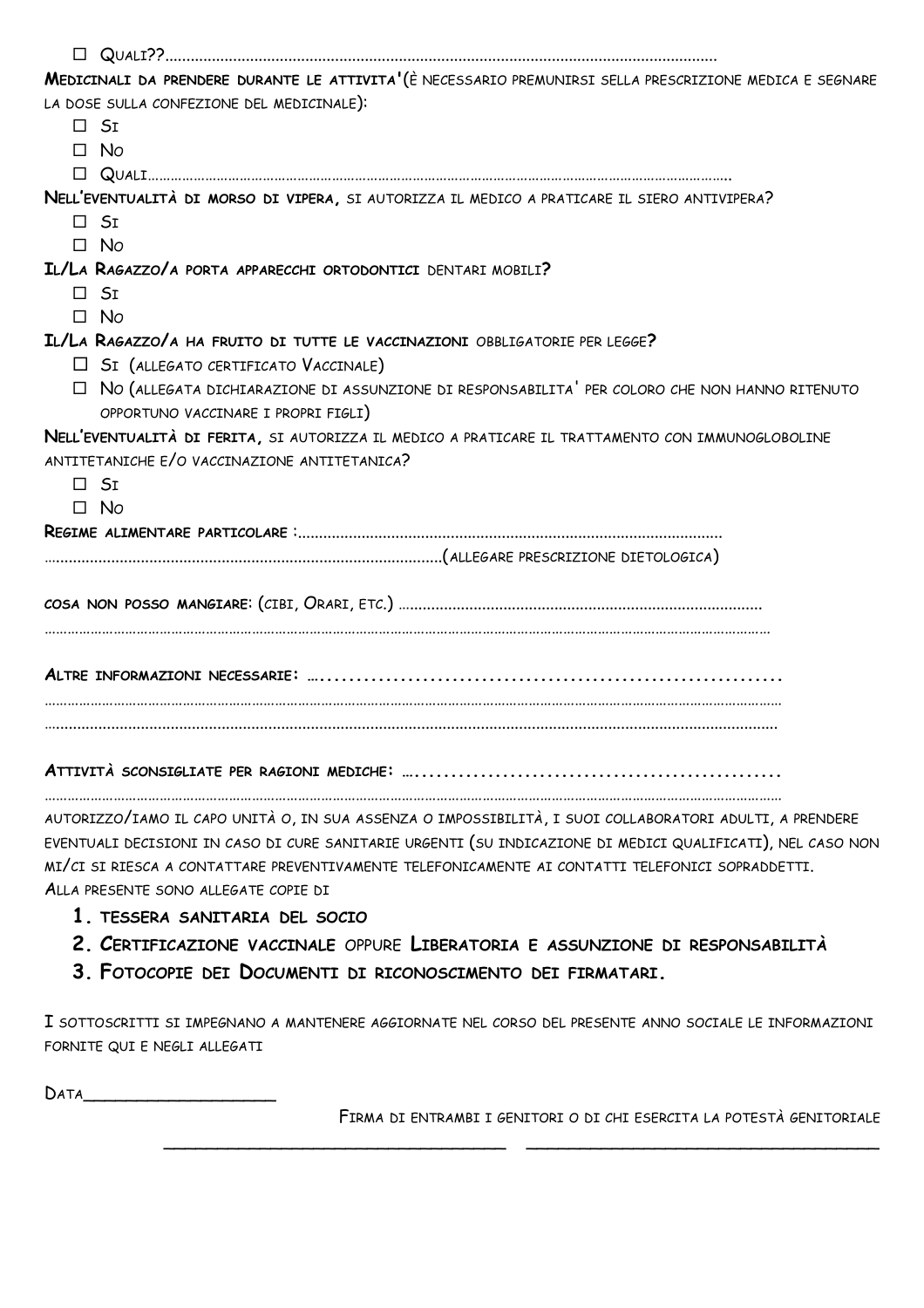- ☐ Quali??................................................................................................................................

**Medicinali da prendere durante le attivita'**(è necessario premunirsi sella prescrizione medica e segnare la dose sulla confezione del medicinale):

- ☐ Si
- ☐ No
- ☐ Quali……………………………………………………………………………………………………………………………………….

**Nell'eventualità di morso di vipera,** si autorizza il medico a praticare il siero antivipera?

- ☐ Si
- ☐ No

**Il/La Ragazzo/a porta apparecchi ortodontici** dentari mobili**?**

- ☐ Si
- ☐ No

**Il/La Ragazzo/a ha fruito di tutte le vaccinazioni** obbligatorie per legge**?**

- ☐ Si (allegato certificato Vaccinale)
- ☐ No (allegata dichiarazione di assunzione di responsabilita' per coloro che non hanno ritenuto opportuno vaccinare i propri figli)

**Nell'eventualità di ferita,** si autorizza il medico a praticare il trattamento con immunoglobuline antitetaniche e/o vaccinazione antitetanica?

- ☐ Si
- ☐ No

**Regime alimentare particolare** :...................................................................................................

...........................................................................................................(allegare prescrizione dietologica)

**cosa non posso mangiare**: (cibi, Orari, etc.) .....................................................................................

……………………………………………………………………………………………………………………………………………………………

**Altre informazioni necessarie:** …............................................................

……………………………………………………………………………………………………………………………………………………………

……………………………………………………………………………………………………………………………………………………………

**Attività sconsigliate per ragioni mediche:** …..............................................

……………………………………………………………………………………………………………………………………………………………

autorizzo/iamo il capo unità o, in sua assenza o impossibilità, i suoi collaboratori adulti, a prendere eventuali decisioni in caso di cure sanitarie urgenti (su indicazione di medici qualificati), nel caso non mi/ci si riesca a contattare preventivamente telefonicamente ai contatti telefonici sopraddetti.

Alla presente sono allegate copie di

1. **tessera sanitaria del socio**
2. **Certificazione vaccinale** oppure **Liberatoria e assunzione di responsabilità**
3. **Fotocopie dei Documenti di riconoscimento dei firmatari.**

I sottoscritti si impegnano a mantenere aggiornate nel corso del presente anno sociale le informazioni fornite qui e negli allegati

Data___________________

Firma di entrambi i genitori o di chi esercita la potestà genitoriale

_________________________________ _________________________________